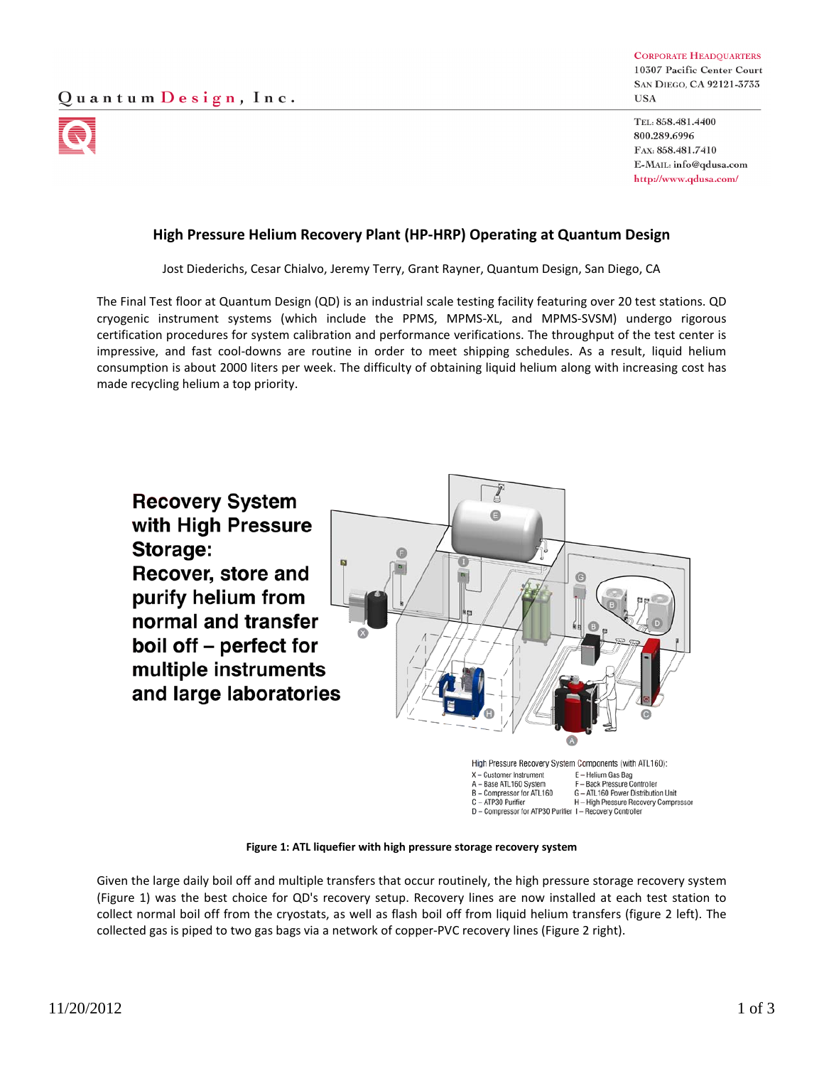Quantum Design, Inc.

CORPORATE HEADQUARTERS
10307 Pacific Center Court
SAN DIEGO, CA 92121-3733
USA

TEL: 858.481.4400
800.289.6996
FAX: 858.481.7410
E-MAIL: info@qdusa.com
http://www.qdusa.com/

# High Pressure Helium Recovery Plant (HP-HRP) Operating at Quantum Design

Jost Diederichs, Cesar Chialvo, Jeremy Terry, Grant Rayner, Quantum Design, San Diego, CA

The Final Test floor at Quantum Design (QD) is an industrial scale testing facility featuring over 20 test stations. QD cryogenic instrument systems (which include the PPMS, MPMS-XL, and MPMS-SVSM) undergo rigorous certification procedures for system calibration and performance verifications. The throughput of the test center is impressive, and fast cool-downs are routine in order to meet shipping schedules. As a result, liquid helium consumption is about 2000 liters per week. The difficulty of obtaining liquid helium along with increasing cost has made recycling helium a top priority.

**Recovery System with High Pressure Storage: Recover, store and purify helium from normal and transfer boil off – perfect for multiple instruments and large laboratories**

High Pressure Recovery System Components (with ATL160):

- X – Customer Instrument
- A – Base ATL160 System
- B – Compressor for ATL160
- C – ATP30 Purifier
- D – Compressor for ATP30 Purifier
- E – Helium Gas Bag
- F – Back Pressure Controller
- G – ATL160 Power Distribution Unit
- H – High Pressure Recovery Compressor
- I – Recovery Controller

**Figure 1: ATL liquefier with high pressure storage recovery system**

Given the large daily boil off and multiple transfers that occur routinely, the high pressure storage recovery system (Figure 1) was the best choice for QD's recovery setup. Recovery lines are now installed at each test station to collect normal boil off from the cryostats, as well as flash boil off from liquid helium transfers (figure 2 left). The collected gas is piped to two gas bags via a network of copper-PVC recovery lines (Figure 2 right).

11/20/2012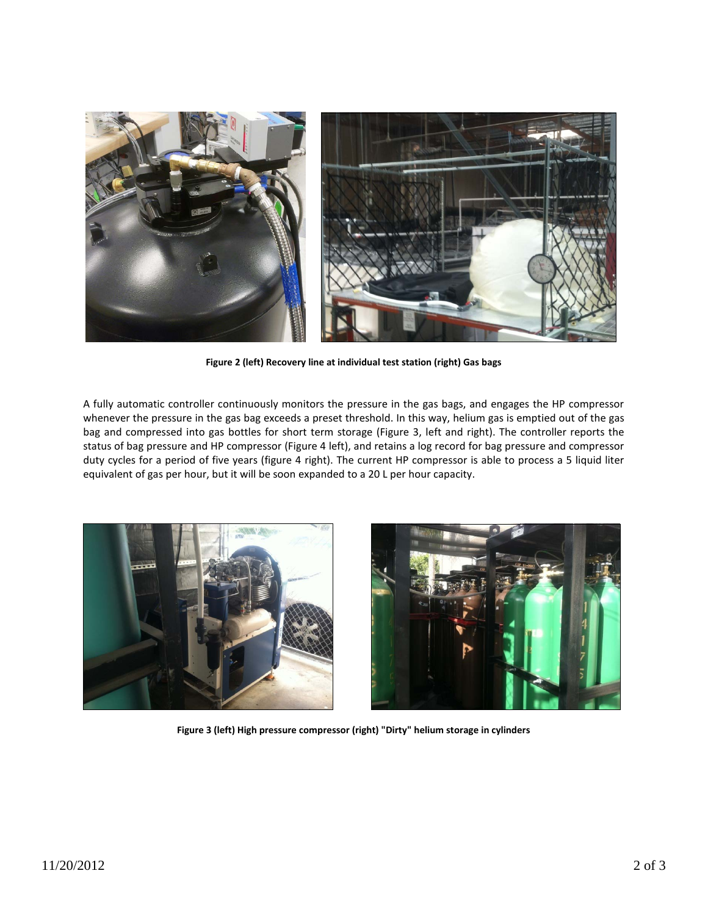Figure 2 (left) Recovery line at individual test station (right) Gas bags

A fully automatic controller continuously monitors the pressure in the gas bags, and engages the HP compressor whenever the pressure in the gas bag exceeds a preset threshold. In this way, helium gas is emptied out of the gas bag and compressed into gas bottles for short term storage (Figure 3, left and right). The controller reports the status of bag pressure and HP compressor (Figure 4 left), and retains a log record for bag pressure and compressor duty cycles for a period of five years (figure 4 right). The current HP compressor is able to process a 5 liquid liter equivalent of gas per hour, but it will be soon expanded to a 20 L per hour capacity.

Figure 3 (left) High pressure compressor (right) "Dirty" helium storage in cylinders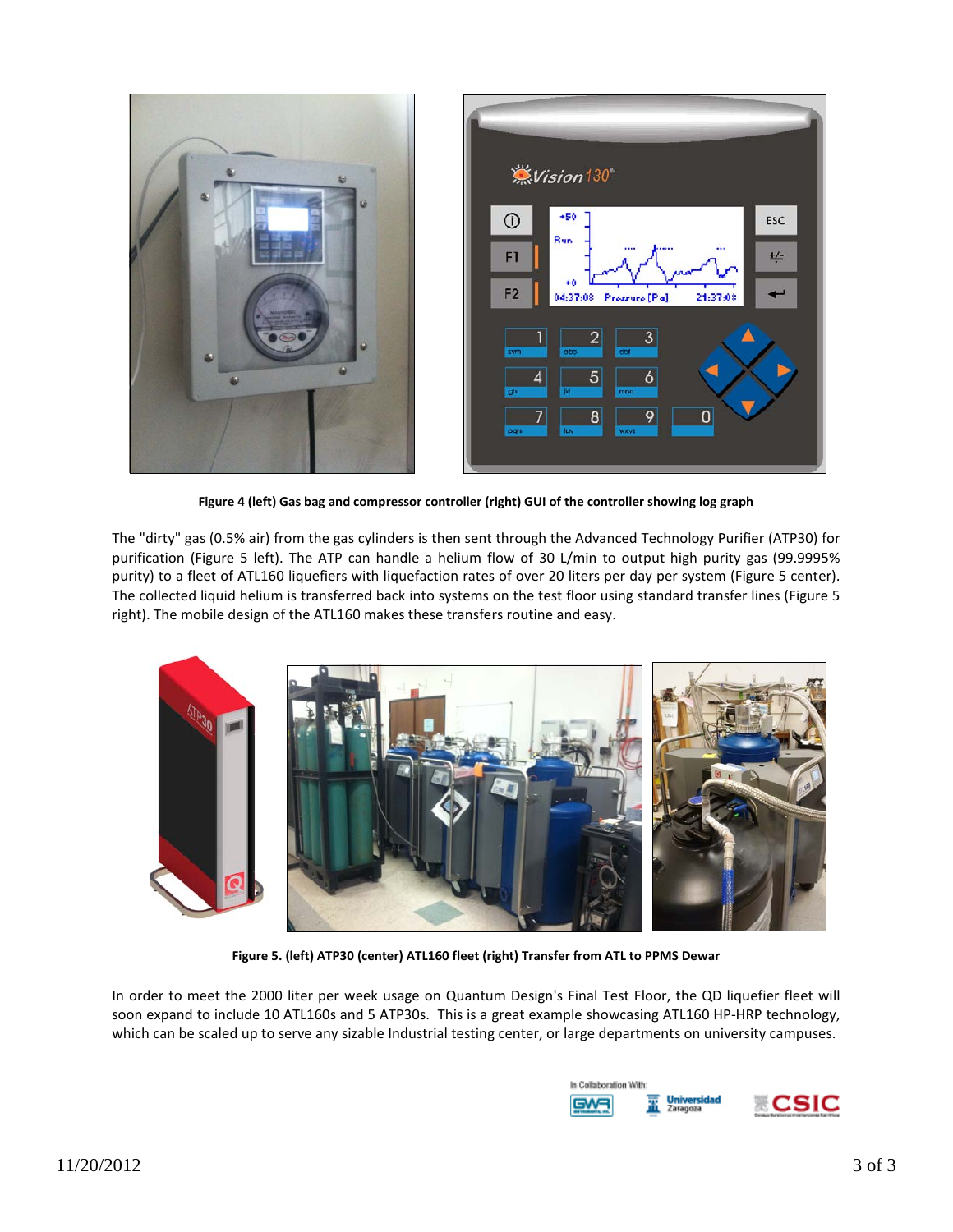Figure 4 (left) Gas bag and compressor controller (right) GUI of the controller showing log graph

The "dirty" gas (0.5% air) from the gas cylinders is then sent through the Advanced Technology Purifier (ATP30) for purification (Figure 5 left). The ATP can handle a helium flow of 30 L/min to output high purity gas (99.9995% purity) to a fleet of ATL160 liquefiers with liquefaction rates of over 20 liters per day per system (Figure 5 center). The collected liquid helium is transferred back into systems on the test floor using standard transfer lines (Figure 5 right). The mobile design of the ATL160 makes these transfers routine and easy.

Figure 5. (left) ATP30 (center) ATL160 fleet (right) Transfer from ATL to PPMS Dewar

In order to meet the 2000 liter per week usage on Quantum Design's Final Test Floor, the QD liquefier fleet will soon expand to include 10 ATL160s and 5 ATP30s. This is a great example showcasing ATL160 HP-HRP technology, which can be scaled up to serve any sizable Industrial testing center, or large departments on university campuses.

In Collaboration With: GWR, Universidad Zaragoza, CSIC

11/20/2012